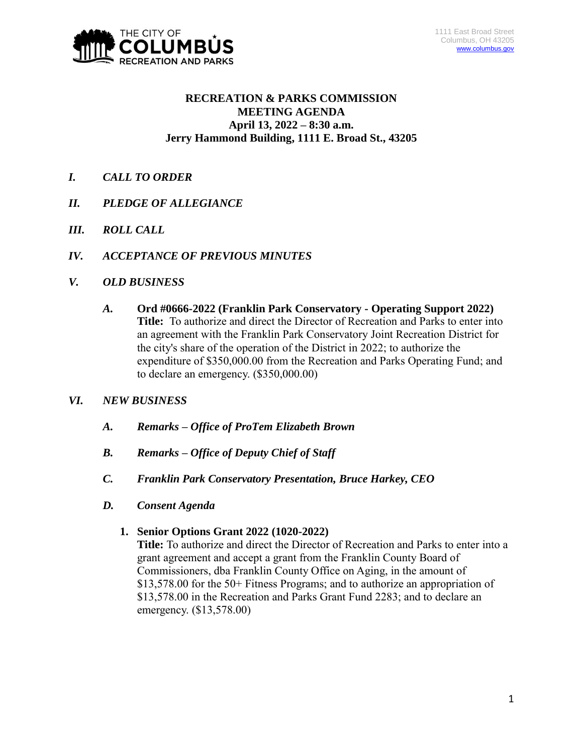THE CITY OF COLUMBUS RECREATION AND PARKS

1111 East Broad Street
Columbus, OH 43205
www.columbus.gov

**RECREATION & PARKS COMMISSION**
**MEETING AGENDA**
**April 13, 2022 – 8:30 a.m.**
**Jerry Hammond Building, 1111 E. Broad St., 43205**

***I. CALL TO ORDER***

***II. PLEDGE OF ALLEGIANCE***

***III. ROLL CALL***

***IV. ACCEPTANCE OF PREVIOUS MINUTES***

***V. OLD BUSINESS***

*A.* **Ord #0666-2022 (Franklin Park Conservatory - Operating Support 2022)**
**Title:** To authorize and direct the Director of Recreation and Parks to enter into an agreement with the Franklin Park Conservatory Joint Recreation District for the city's share of the operation of the District in 2022; to authorize the expenditure of $350,000.00 from the Recreation and Parks Operating Fund; and to declare an emergency. ($350,000.00)

***VI. NEW BUSINESS***

***A. Remarks – Office of ProTem Elizabeth Brown***

***B. Remarks – Office of Deputy Chief of Staff***

***C. Franklin Park Conservatory Presentation, Bruce Harkey, CEO***

***D. Consent Agenda***

1. **Senior Options Grant 2022 (1020-2022)**
**Title:** To authorize and direct the Director of Recreation and Parks to enter into a grant agreement and accept a grant from the Franklin County Board of Commissioners, dba Franklin County Office on Aging, in the amount of $13,578.00 for the 50+ Fitness Programs; and to authorize an appropriation of $13,578.00 in the Recreation and Parks Grant Fund 2283; and to declare an emergency. ($13,578.00)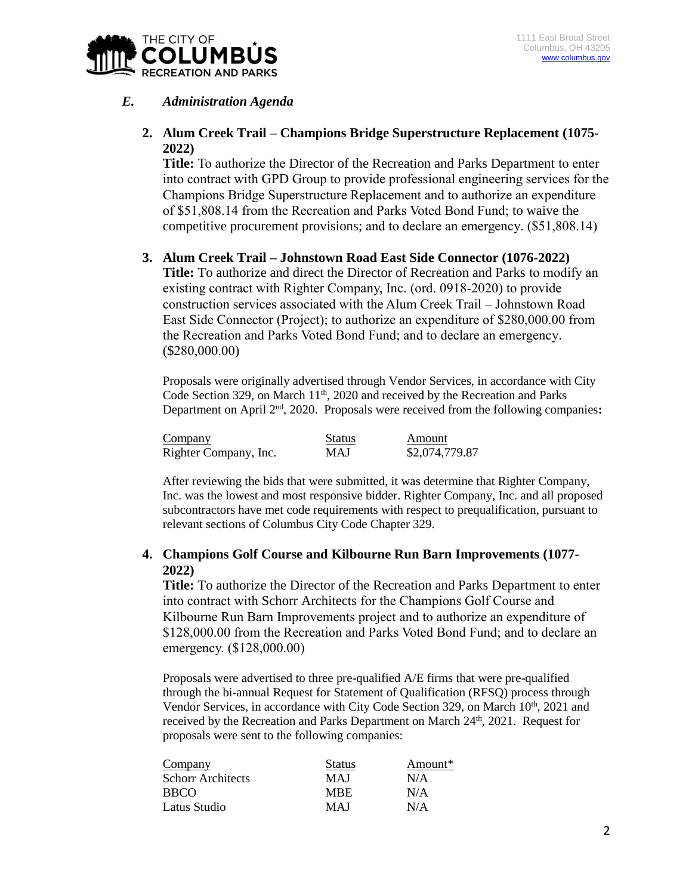## *E. Administration Agenda*

**2. Alum Creek Trail – Champions Bridge Superstructure Replacement (1075-2022)**

**Title:** To authorize the Director of the Recreation and Parks Department to enter into contract with GPD Group to provide professional engineering services for the Champions Bridge Superstructure Replacement and to authorize an expenditure of $51,808.14 from the Recreation and Parks Voted Bond Fund; to waive the competitive procurement provisions; and to declare an emergency. ($51,808.14)

**3. Alum Creek Trail – Johnstown Road East Side Connector (1076-2022)**

**Title:** To authorize and direct the Director of Recreation and Parks to modify an existing contract with Righter Company, Inc. (ord. 0918-2020) to provide construction services associated with the Alum Creek Trail – Johnstown Road East Side Connector (Project); to authorize an expenditure of $280,000.00 from the Recreation and Parks Voted Bond Fund; and to declare an emergency. ($280,000.00)

Proposals were originally advertised through Vendor Services, in accordance with City Code Section 329, on March 11th, 2020 and received by the Recreation and Parks Department on April 2nd, 2020. Proposals were received from the following companies**:**

| Company | Status | Amount |
|---|---|---|
| Righter Company, Inc. | MAJ | $2,074,779.87 |

After reviewing the bids that were submitted, it was determine that Righter Company, Inc. was the lowest and most responsive bidder. Righter Company, Inc. and all proposed subcontractors have met code requirements with respect to prequalification, pursuant to relevant sections of Columbus City Code Chapter 329.

**4. Champions Golf Course and Kilbourne Run Barn Improvements (1077-2022)**

**Title:** To authorize the Director of the Recreation and Parks Department to enter into contract with Schorr Architects for the Champions Golf Course and Kilbourne Run Barn Improvements project and to authorize an expenditure of $128,000.00 from the Recreation and Parks Voted Bond Fund; and to declare an emergency. ($128,000.00)

Proposals were advertised to three pre-qualified A/E firms that were pre-qualified through the bi-annual Request for Statement of Qualification (RFSQ) process through Vendor Services, in accordance with City Code Section 329, on March 10th, 2021 and received by the Recreation and Parks Department on March 24th, 2021. Request for proposals were sent to the following companies:

| Company | Status | Amount* |
|---|---|---|
| Schorr Architects | MAJ | N/A |
| BBCO | MBE | N/A |
| Latus Studio | MAJ | N/A |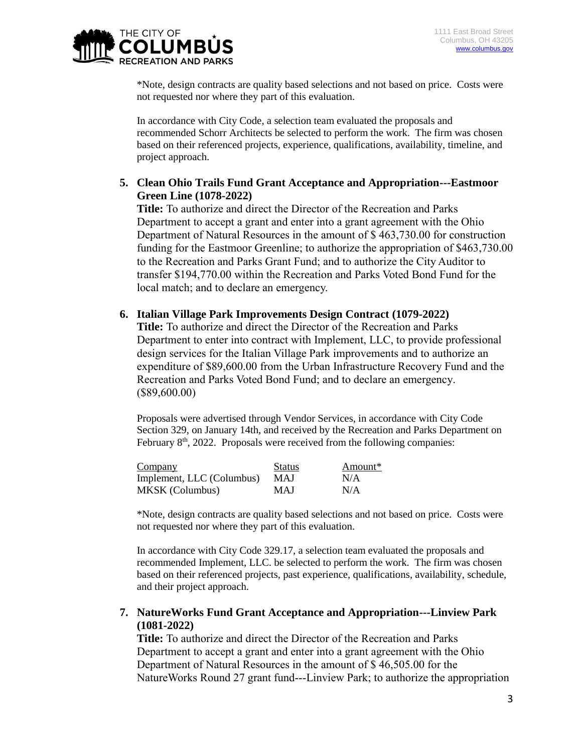*Note, design contracts are quality based selections and not based on price. Costs were not requested nor where they part of this evaluation.

In accordance with City Code, a selection team evaluated the proposals and recommended Schorr Architects be selected to perform the work. The firm was chosen based on their referenced projects, experience, qualifications, availability, timeline, and project approach.

**5. Clean Ohio Trails Fund Grant Acceptance and Appropriation---Eastmoor Green Line (1078-2022)**

**Title:** To authorize and direct the Director of the Recreation and Parks Department to accept a grant and enter into a grant agreement with the Ohio Department of Natural Resources in the amount of $ 463,730.00 for construction funding for the Eastmoor Greenline; to authorize the appropriation of $463,730.00 to the Recreation and Parks Grant Fund; and to authorize the City Auditor to transfer $194,770.00 within the Recreation and Parks Voted Bond Fund for the local match; and to declare an emergency.

**6. Italian Village Park Improvements Design Contract (1079-2022)**

**Title:** To authorize and direct the Director of the Recreation and Parks Department to enter into contract with Implement, LLC, to provide professional design services for the Italian Village Park improvements and to authorize an expenditure of $89,600.00 from the Urban Infrastructure Recovery Fund and the Recreation and Parks Voted Bond Fund; and to declare an emergency. ($89,600.00)

Proposals were advertised through Vendor Services, in accordance with City Code Section 329, on January 14th, and received by the Recreation and Parks Department on February 8th, 2022. Proposals were received from the following companies:

| Company | Status | Amount* |
|---|---|---|
| Implement, LLC (Columbus) | MAJ | N/A |
| MKSK (Columbus) | MAJ | N/A |

*Note, design contracts are quality based selections and not based on price. Costs were not requested nor where they part of this evaluation.

In accordance with City Code 329.17, a selection team evaluated the proposals and recommended Implement, LLC. be selected to perform the work. The firm was chosen based on their referenced projects, past experience, qualifications, availability, schedule, and their project approach.

**7. NatureWorks Fund Grant Acceptance and Appropriation---Linview Park (1081-2022)**

**Title:** To authorize and direct the Director of the Recreation and Parks Department to accept a grant and enter into a grant agreement with the Ohio Department of Natural Resources in the amount of $ 46,505.00 for the NatureWorks Round 27 grant fund---Linview Park; to authorize the appropriation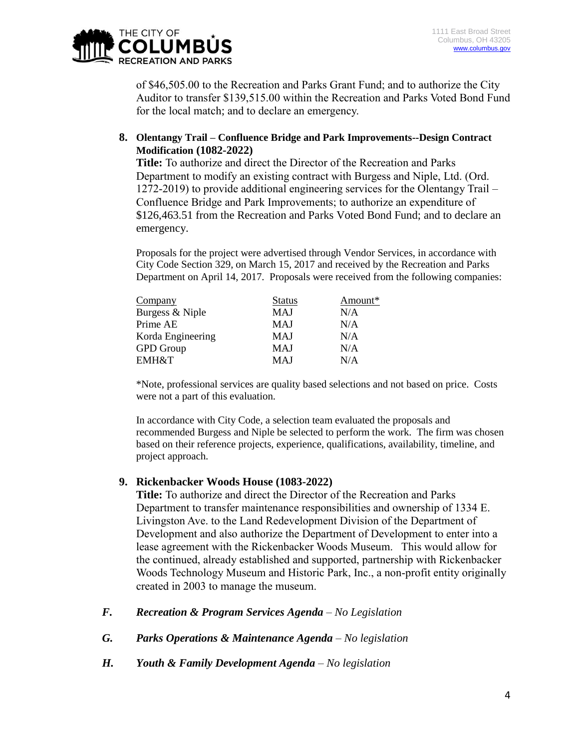of $46,505.00 to the Recreation and Parks Grant Fund; and to authorize the City Auditor to transfer $139,515.00 within the Recreation and Parks Voted Bond Fund for the local match; and to declare an emergency.

8. **Olentangy Trail – Confluence Bridge and Park Improvements--Design Contract Modification (1082-2022)**

   **Title:** To authorize and direct the Director of the Recreation and Parks Department to modify an existing contract with Burgess and Niple, Ltd. (Ord. 1272-2019) to provide additional engineering services for the Olentangy Trail – Confluence Bridge and Park Improvements; to authorize an expenditure of $126,463.51 from the Recreation and Parks Voted Bond Fund; and to declare an emergency.

   Proposals for the project were advertised through Vendor Services, in accordance with City Code Section 329, on March 15, 2017 and received by the Recreation and Parks Department on April 14, 2017. Proposals were received from the following companies:

   | Company | Status | Amount* |
   |---|---|---|
   | Burgess & Niple | MAJ | N/A |
   | Prime AE | MAJ | N/A |
   | Korda Engineering | MAJ | N/A |
   | GPD Group | MAJ | N/A |
   | EMH&T | MAJ | N/A |

   *Note, professional services are quality based selections and not based on price. Costs were not a part of this evaluation.

   In accordance with City Code, a selection team evaluated the proposals and recommended Burgess and Niple be selected to perform the work. The firm was chosen based on their reference projects, experience, qualifications, availability, timeline, and project approach.

9. **Rickenbacker Woods House (1083-2022)**

   **Title:** To authorize and direct the Director of the Recreation and Parks Department to transfer maintenance responsibilities and ownership of 1334 E. Livingston Ave. to the Land Redevelopment Division of the Department of Development and also authorize the Department of Development to enter into a lease agreement with the Rickenbacker Woods Museum. This would allow for the continued, already established and supported, partnership with Rickenbacker Woods Technology Museum and Historic Park, Inc., a non-profit entity originally created in 2003 to manage the museum.

***F. Recreation & Program Services Agenda** – No Legislation*

***G. Parks Operations & Maintenance Agenda** – No legislation*

***H. Youth & Family Development Agenda** – No legislation*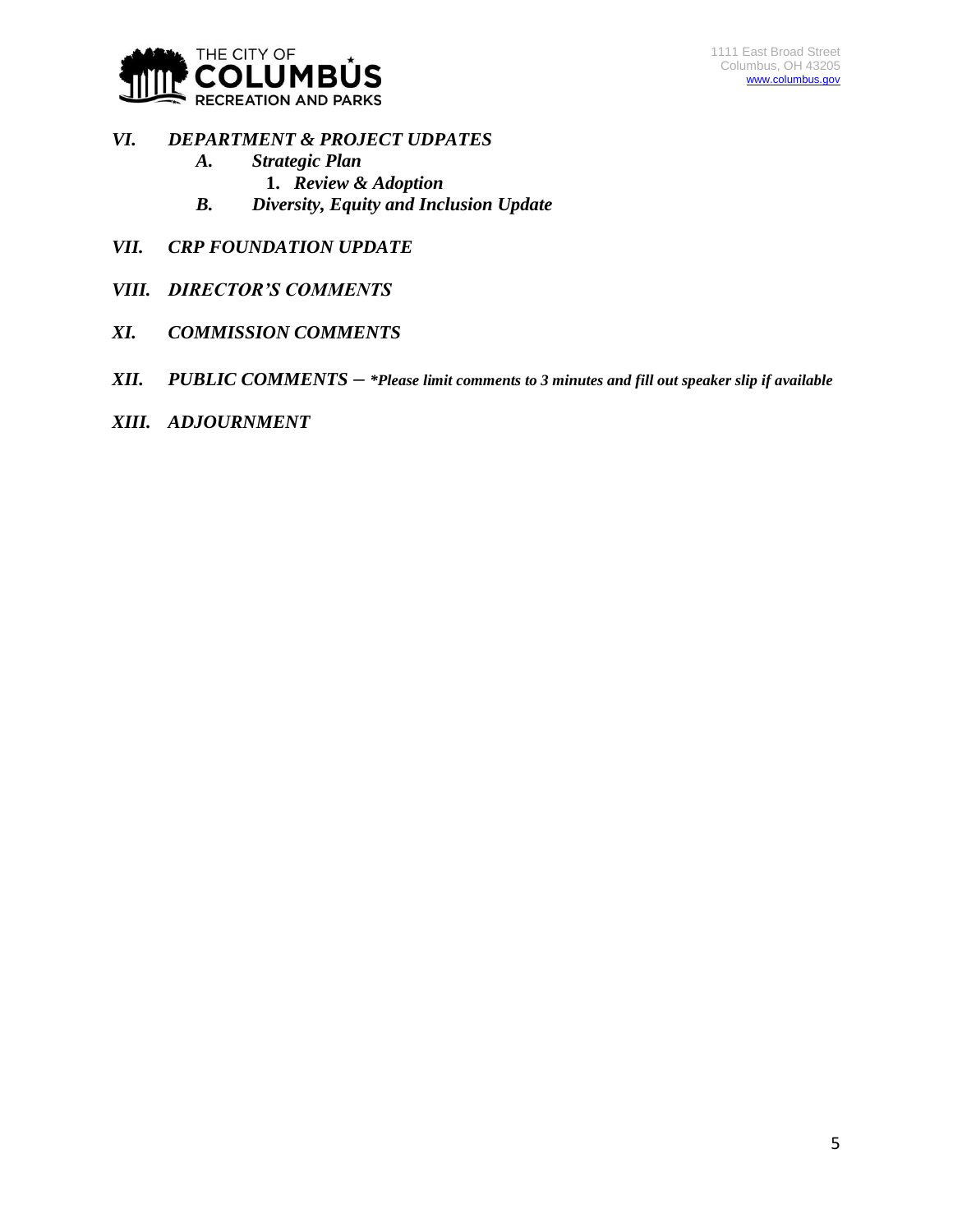*VI. DEPARTMENT & PROJECT UDPATES*

- ***A. Strategic Plan***
  - ***1. Review & Adoption***
- ***B. Diversity, Equity and Inclusion Update***

*VII. CRP FOUNDATION UPDATE*

*VIII. DIRECTOR'S COMMENTS*

*XI. COMMISSION COMMENTS*

*XII. PUBLIC COMMENTS – \*Please limit comments to 3 minutes and fill out speaker slip if available*

*XIII. ADJOURNMENT*